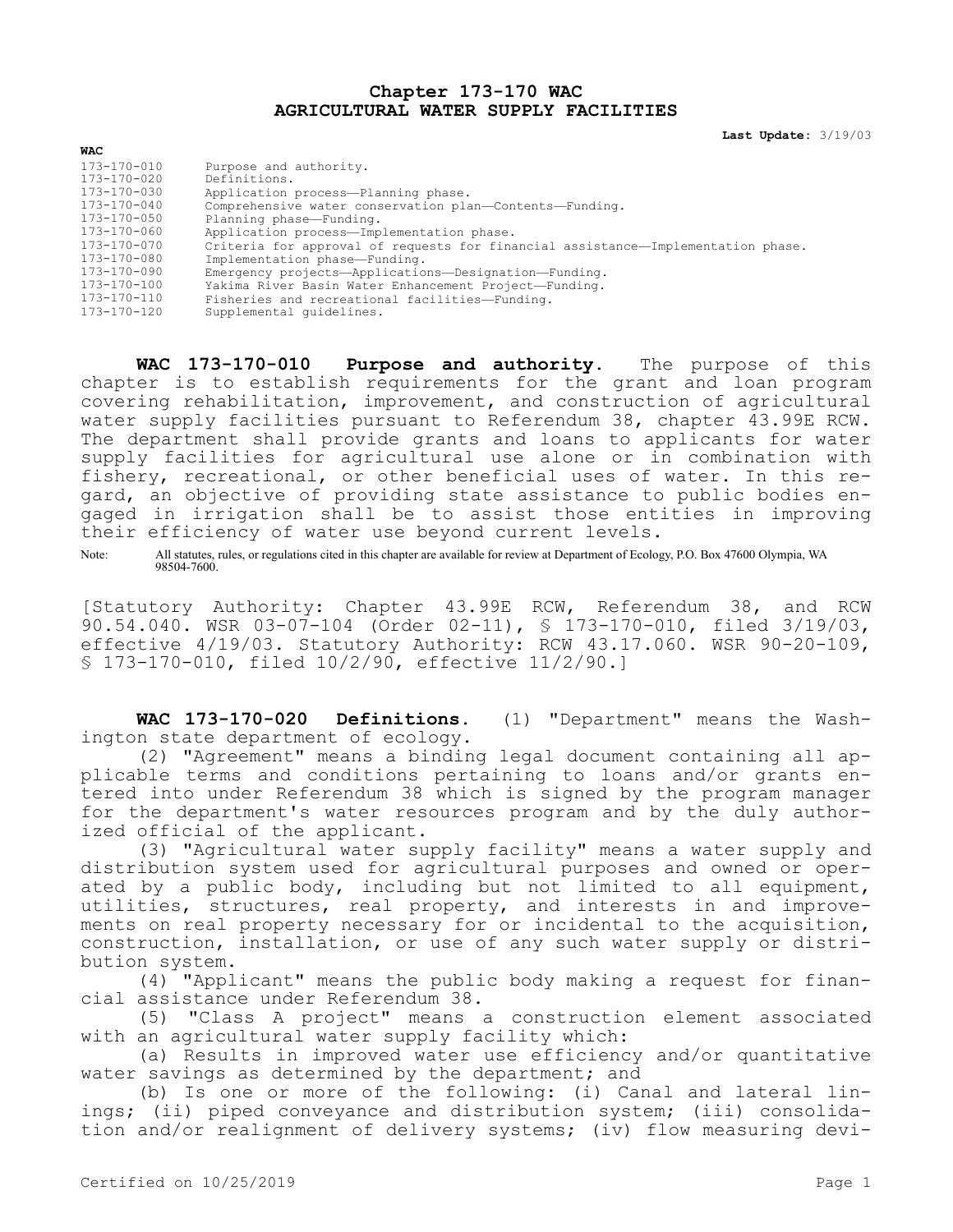# Chapter 173-170 WAC
# AGRICULTURAL WATER SUPPLY FACILITIES

**Last Update:** 3/19/03

| WAC | |
|---|---|
| 173-170-010 | Purpose and authority. |
| 173-170-020 | Definitions. |
| 173-170-030 | Application process—Planning phase. |
| 173-170-040 | Comprehensive water conservation plan—Contents—Funding. |
| 173-170-050 | Planning phase—Funding. |
| 173-170-060 | Application process—Implementation phase. |
| 173-170-070 | Criteria for approval of requests for financial assistance—Implementation phase. |
| 173-170-080 | Implementation phase—Funding. |
| 173-170-090 | Emergency projects—Applications—Designation—Funding. |
| 173-170-100 | Yakima River Basin Water Enhancement Project—Funding. |
| 173-170-110 | Fisheries and recreational facilities—Funding. |
| 173-170-120 | Supplemental guidelines. |

**WAC 173-170-010 Purpose and authority.** The purpose of this chapter is to establish requirements for the grant and loan program covering rehabilitation, improvement, and construction of agricultural water supply facilities pursuant to Referendum 38, chapter 43.99E RCW. The department shall provide grants and loans to applicants for water supply facilities for agricultural use alone or in combination with fishery, recreational, or other beneficial uses of water. In this regard, an objective of providing state assistance to public bodies engaged in irrigation shall be to assist those entities in improving their efficiency of water use beyond current levels.

Note: All statutes, rules, or regulations cited in this chapter are available for review at Department of Ecology, P.O. Box 47600 Olympia, WA 98504-7600.

[Statutory Authority: Chapter 43.99E RCW, Referendum 38, and RCW 90.54.040. WSR 03-07-104 (Order 02-11), § 173-170-010, filed 3/19/03, effective 4/19/03. Statutory Authority: RCW 43.17.060. WSR 90-20-109, § 173-170-010, filed 10/2/90, effective 11/2/90.]

**WAC 173-170-020 Definitions.** (1) "Department" means the Washington state department of ecology.

(2) "Agreement" means a binding legal document containing all applicable terms and conditions pertaining to loans and/or grants entered into under Referendum 38 which is signed by the program manager for the department's water resources program and by the duly authorized official of the applicant.

(3) "Agricultural water supply facility" means a water supply and distribution system used for agricultural purposes and owned or operated by a public body, including but not limited to all equipment, utilities, structures, real property, and interests in and improvements on real property necessary for or incidental to the acquisition, construction, installation, or use of any such water supply or distribution system.

(4) "Applicant" means the public body making a request for financial assistance under Referendum 38.

(5) "Class A project" means a construction element associated with an agricultural water supply facility which:

(a) Results in improved water use efficiency and/or quantitative water savings as determined by the department; and

(b) Is one or more of the following: (i) Canal and lateral linings; (ii) piped conveyance and distribution system; (iii) consolidation and/or realignment of delivery systems; (iv) flow measuring devi-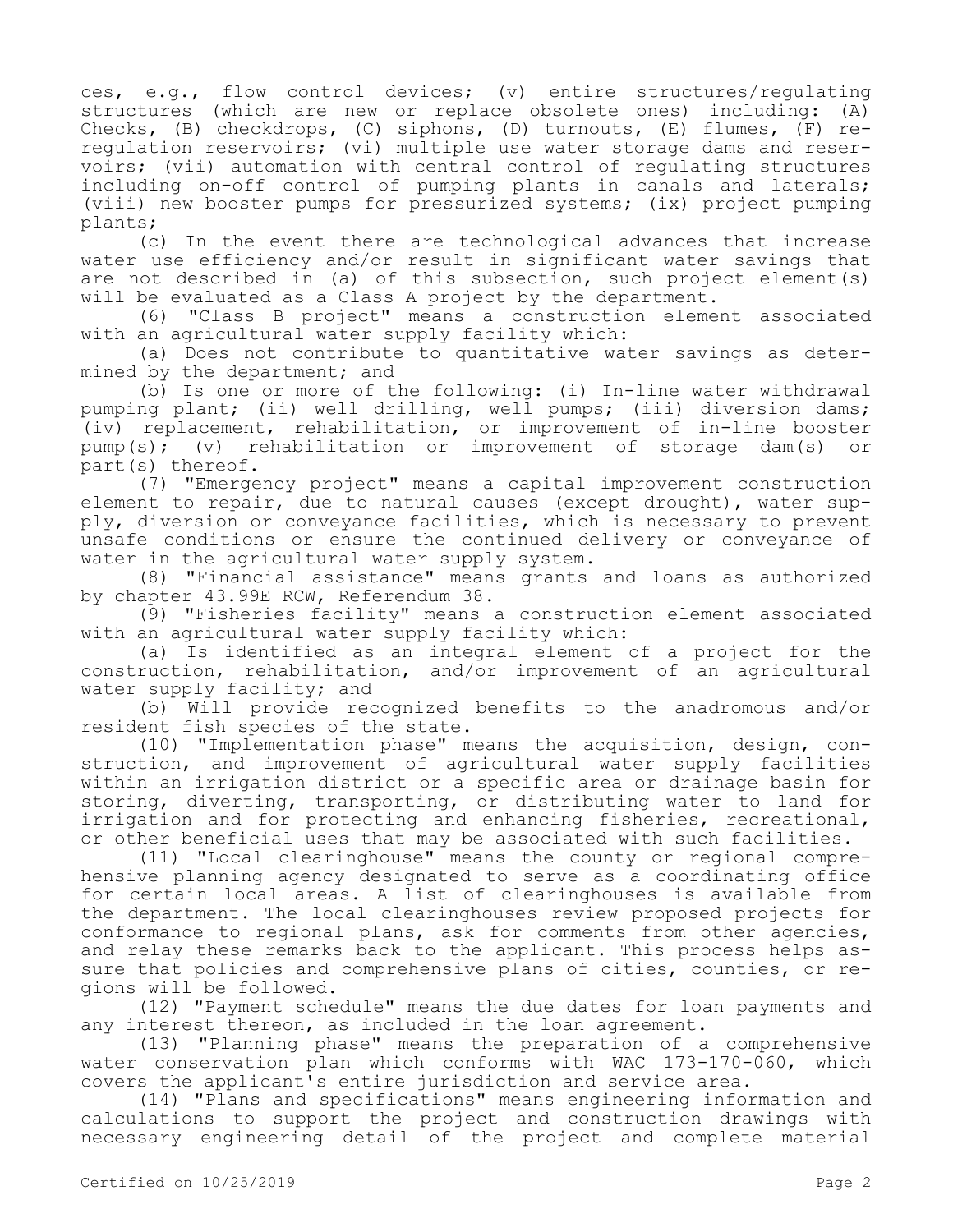ces, e.g., flow control devices; (v) entire structures/regulating structures (which are new or replace obsolete ones) including: (A) Checks, (B) checkdrops, (C) siphons, (D) turnouts, (E) flumes, (F) reregulation reservoirs; (vi) multiple use water storage dams and reservoirs; (vii) automation with central control of regulating structures including on-off control of pumping plants in canals and laterals; (viii) new booster pumps for pressurized systems; (ix) project pumping plants;

(c) In the event there are technological advances that increase water use efficiency and/or result in significant water savings that are not described in (a) of this subsection, such project element(s) will be evaluated as a Class A project by the department.

(6) "Class B project" means a construction element associated with an agricultural water supply facility which:

(a) Does not contribute to quantitative water savings as determined by the department; and

(b) Is one or more of the following: (i) In-line water withdrawal pumping plant; (ii) well drilling, well pumps; (iii) diversion dams; (iv) replacement, rehabilitation, or improvement of in-line booster pump(s); (v) rehabilitation or improvement of storage dam(s) or part(s) thereof.

(7) "Emergency project" means a capital improvement construction element to repair, due to natural causes (except drought), water supply, diversion or conveyance facilities, which is necessary to prevent unsafe conditions or ensure the continued delivery or conveyance of water in the agricultural water supply system.

(8) "Financial assistance" means grants and loans as authorized by chapter 43.99E RCW, Referendum 38.

(9) "Fisheries facility" means a construction element associated with an agricultural water supply facility which:

(a) Is identified as an integral element of a project for the construction, rehabilitation, and/or improvement of an agricultural water supply facility; and

(b) Will provide recognized benefits to the anadromous and/or resident fish species of the state.

(10) "Implementation phase" means the acquisition, design, construction, and improvement of agricultural water supply facilities within an irrigation district or a specific area or drainage basin for storing, diverting, transporting, or distributing water to land for irrigation and for protecting and enhancing fisheries, recreational, or other beneficial uses that may be associated with such facilities.

(11) "Local clearinghouse" means the county or regional comprehensive planning agency designated to serve as a coordinating office for certain local areas. A list of clearinghouses is available from the department. The local clearinghouses review proposed projects for conformance to regional plans, ask for comments from other agencies, and relay these remarks back to the applicant. This process helps assure that policies and comprehensive plans of cities, counties, or regions will be followed.

(12) "Payment schedule" means the due dates for loan payments and any interest thereon, as included in the loan agreement.

(13) "Planning phase" means the preparation of a comprehensive water conservation plan which conforms with WAC 173-170-060, which covers the applicant's entire jurisdiction and service area.

(14) "Plans and specifications" means engineering information and calculations to support the project and construction drawings with necessary engineering detail of the project and complete material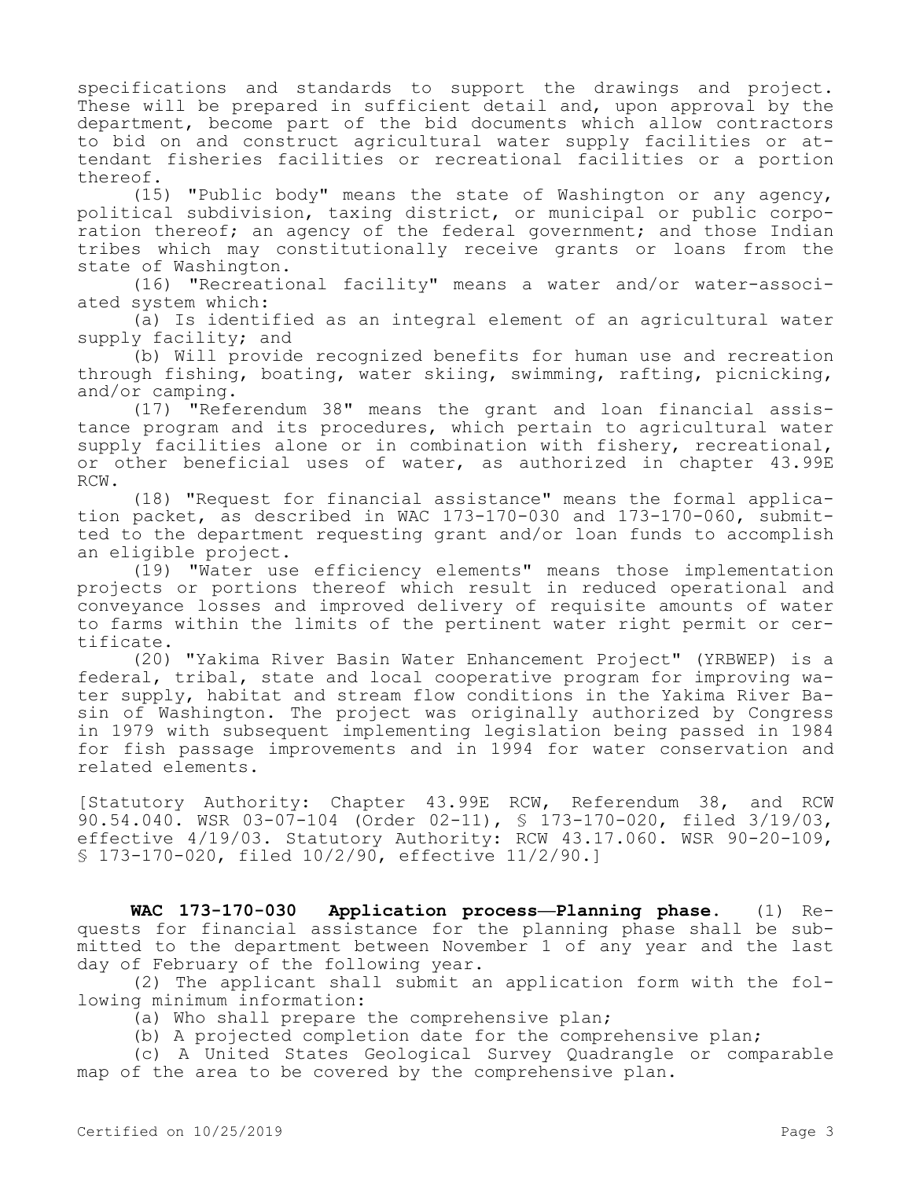specifications and standards to support the drawings and project. These will be prepared in sufficient detail and, upon approval by the department, become part of the bid documents which allow contractors to bid on and construct agricultural water supply facilities or attendant fisheries facilities or recreational facilities or a portion thereof.

(15) "Public body" means the state of Washington or any agency, political subdivision, taxing district, or municipal or public corporation thereof; an agency of the federal government; and those Indian tribes which may constitutionally receive grants or loans from the state of Washington.

(16) "Recreational facility" means a water and/or water-associated system which:

(a) Is identified as an integral element of an agricultural water supply facility; and

(b) Will provide recognized benefits for human use and recreation through fishing, boating, water skiing, swimming, rafting, picnicking, and/or camping.

(17) "Referendum 38" means the grant and loan financial assistance program and its procedures, which pertain to agricultural water supply facilities alone or in combination with fishery, recreational, or other beneficial uses of water, as authorized in chapter 43.99E RCW.

(18) "Request for financial assistance" means the formal application packet, as described in WAC 173-170-030 and 173-170-060, submitted to the department requesting grant and/or loan funds to accomplish an eligible project.

(19) "Water use efficiency elements" means those implementation projects or portions thereof which result in reduced operational and conveyance losses and improved delivery of requisite amounts of water to farms within the limits of the pertinent water right permit or certificate.

(20) "Yakima River Basin Water Enhancement Project" (YRBWEP) is a federal, tribal, state and local cooperative program for improving water supply, habitat and stream flow conditions in the Yakima River Basin of Washington. The project was originally authorized by Congress in 1979 with subsequent implementing legislation being passed in 1984 for fish passage improvements and in 1994 for water conservation and related elements.

[Statutory Authority: Chapter 43.99E RCW, Referendum 38, and RCW 90.54.040. WSR 03-07-104 (Order 02-11), § 173-170-020, filed 3/19/03, effective 4/19/03. Statutory Authority: RCW 43.17.060. WSR 90-20-109, § 173-170-020, filed 10/2/90, effective 11/2/90.]

**WAC 173-170-030 Application process—Planning phase.** (1) Requests for financial assistance for the planning phase shall be submitted to the department between November 1 of any year and the last day of February of the following year.

(2) The applicant shall submit an application form with the following minimum information:

(a) Who shall prepare the comprehensive plan;

(b) A projected completion date for the comprehensive plan;

(c) A United States Geological Survey Quadrangle or comparable map of the area to be covered by the comprehensive plan.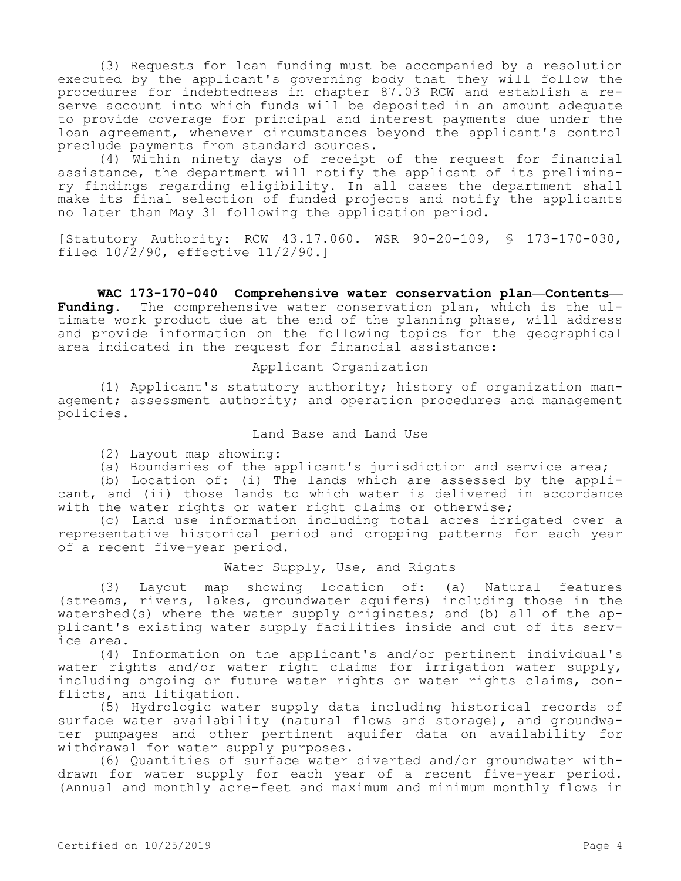(3) Requests for loan funding must be accompanied by a resolution executed by the applicant's governing body that they will follow the procedures for indebtedness in chapter 87.03 RCW and establish a reserve account into which funds will be deposited in an amount adequate to provide coverage for principal and interest payments due under the loan agreement, whenever circumstances beyond the applicant's control preclude payments from standard sources.

(4) Within ninety days of receipt of the request for financial assistance, the department will notify the applicant of its preliminary findings regarding eligibility. In all cases the department shall make its final selection of funded projects and notify the applicants no later than May 31 following the application period.

[Statutory Authority: RCW 43.17.060. WSR 90-20-109, § 173-170-030, filed 10/2/90, effective 11/2/90.]

**WAC 173-170-040 Comprehensive water conservation plan—Contents—Funding.** The comprehensive water conservation plan, which is the ultimate work product due at the end of the planning phase, will address and provide information on the following topics for the geographical area indicated in the request for financial assistance:

Applicant Organization

(1) Applicant's statutory authority; history of organization management; assessment authority; and operation procedures and management policies.

Land Base and Land Use

(2) Layout map showing:

(a) Boundaries of the applicant's jurisdiction and service area;

(b) Location of: (i) The lands which are assessed by the applicant, and (ii) those lands to which water is delivered in accordance with the water rights or water right claims or otherwise;

(c) Land use information including total acres irrigated over a representative historical period and cropping patterns for each year of a recent five-year period.

Water Supply, Use, and Rights

(3) Layout map showing location of: (a) Natural features (streams, rivers, lakes, groundwater aquifers) including those in the watershed(s) where the water supply originates; and (b) all of the applicant's existing water supply facilities inside and out of its service area.

(4) Information on the applicant's and/or pertinent individual's water rights and/or water right claims for irrigation water supply, including ongoing or future water rights or water rights claims, conflicts, and litigation.

(5) Hydrologic water supply data including historical records of surface water availability (natural flows and storage), and groundwater pumpages and other pertinent aquifer data on availability for withdrawal for water supply purposes.

(6) Quantities of surface water diverted and/or groundwater withdrawn for water supply for each year of a recent five-year period. (Annual and monthly acre-feet and maximum and minimum monthly flows in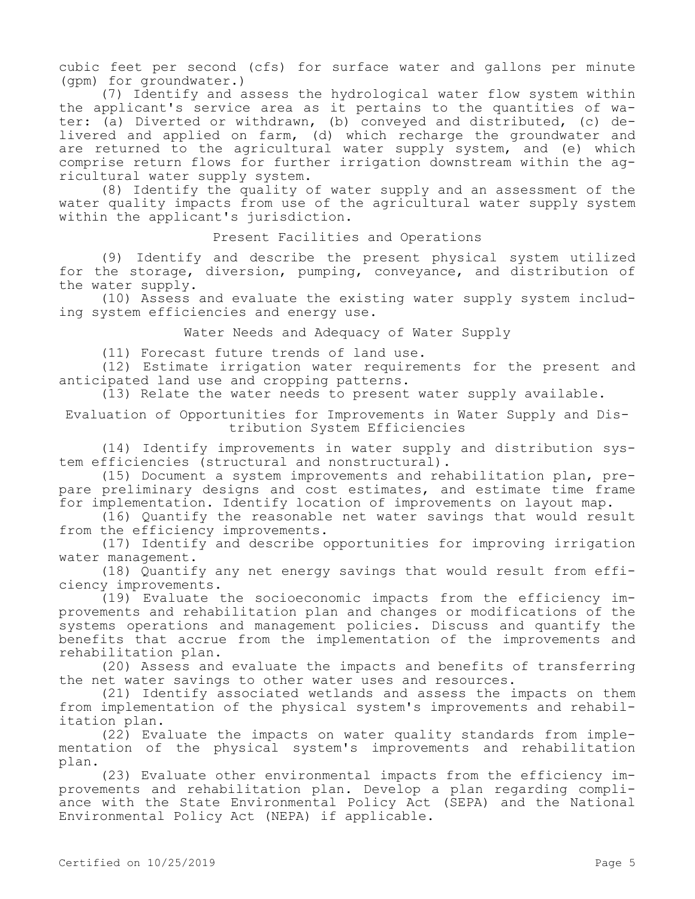cubic feet per second (cfs) for surface water and gallons per minute (gpm) for groundwater.)

(7) Identify and assess the hydrological water flow system within the applicant's service area as it pertains to the quantities of water: (a) Diverted or withdrawn, (b) conveyed and distributed, (c) delivered and applied on farm, (d) which recharge the groundwater and are returned to the agricultural water supply system, and (e) which comprise return flows for further irrigation downstream within the agricultural water supply system.

(8) Identify the quality of water supply and an assessment of the water quality impacts from use of the agricultural water supply system within the applicant's jurisdiction.

### Present Facilities and Operations

(9) Identify and describe the present physical system utilized for the storage, diversion, pumping, conveyance, and distribution of the water supply.

(10) Assess and evaluate the existing water supply system including system efficiencies and energy use.

### Water Needs and Adequacy of Water Supply

(11) Forecast future trends of land use.

(12) Estimate irrigation water requirements for the present and anticipated land use and cropping patterns.

(13) Relate the water needs to present water supply available.

### Evaluation of Opportunities for Improvements in Water Supply and Distribution System Efficiencies

(14) Identify improvements in water supply and distribution system efficiencies (structural and nonstructural).

(15) Document a system improvements and rehabilitation plan, prepare preliminary designs and cost estimates, and estimate time frame for implementation. Identify location of improvements on layout map.

(16) Quantify the reasonable net water savings that would result from the efficiency improvements.

(17) Identify and describe opportunities for improving irrigation water management.

(18) Quantify any net energy savings that would result from efficiency improvements.

(19) Evaluate the socioeconomic impacts from the efficiency improvements and rehabilitation plan and changes or modifications of the systems operations and management policies. Discuss and quantify the benefits that accrue from the implementation of the improvements and rehabilitation plan.

(20) Assess and evaluate the impacts and benefits of transferring the net water savings to other water uses and resources.

(21) Identify associated wetlands and assess the impacts on them from implementation of the physical system's improvements and rehabilitation plan.

(22) Evaluate the impacts on water quality standards from implementation of the physical system's improvements and rehabilitation plan.

(23) Evaluate other environmental impacts from the efficiency improvements and rehabilitation plan. Develop a plan regarding compliance with the State Environmental Policy Act (SEPA) and the National Environmental Policy Act (NEPA) if applicable.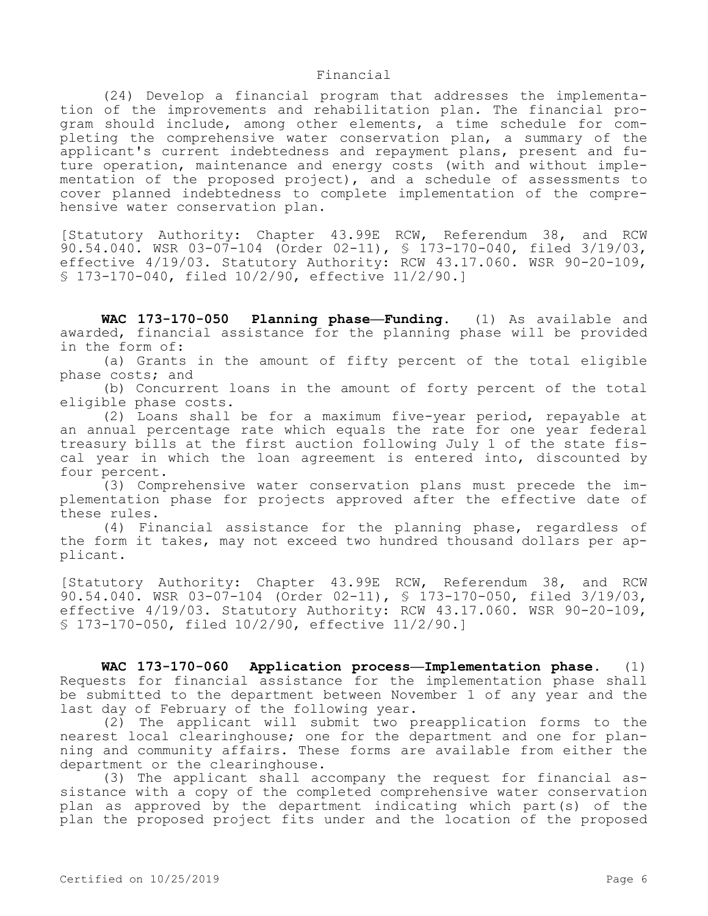Financial

(24) Develop a financial program that addresses the implementation of the improvements and rehabilitation plan. The financial program should include, among other elements, a time schedule for completing the comprehensive water conservation plan, a summary of the applicant's current indebtedness and repayment plans, present and future operation, maintenance and energy costs (with and without implementation of the proposed project), and a schedule of assessments to cover planned indebtedness to complete implementation of the comprehensive water conservation plan.

[Statutory Authority: Chapter 43.99E RCW, Referendum 38, and RCW 90.54.040. WSR 03-07-104 (Order 02-11), § 173-170-040, filed 3/19/03, effective 4/19/03. Statutory Authority: RCW 43.17.060. WSR 90-20-109, § 173-170-040, filed 10/2/90, effective 11/2/90.]

**WAC 173-170-050 Planning phase—Funding.** (1) As available and awarded, financial assistance for the planning phase will be provided in the form of:

(a) Grants in the amount of fifty percent of the total eligible phase costs; and

(b) Concurrent loans in the amount of forty percent of the total eligible phase costs.

(2) Loans shall be for a maximum five-year period, repayable at an annual percentage rate which equals the rate for one year federal treasury bills at the first auction following July 1 of the state fiscal year in which the loan agreement is entered into, discounted by four percent.

(3) Comprehensive water conservation plans must precede the implementation phase for projects approved after the effective date of these rules.

(4) Financial assistance for the planning phase, regardless of the form it takes, may not exceed two hundred thousand dollars per applicant.

[Statutory Authority: Chapter 43.99E RCW, Referendum 38, and RCW 90.54.040. WSR 03-07-104 (Order 02-11), § 173-170-050, filed 3/19/03, effective 4/19/03. Statutory Authority: RCW 43.17.060. WSR 90-20-109, § 173-170-050, filed 10/2/90, effective 11/2/90.]

**WAC 173-170-060 Application process—Implementation phase.** (1) Requests for financial assistance for the implementation phase shall be submitted to the department between November 1 of any year and the last day of February of the following year.

(2) The applicant will submit two preapplication forms to the nearest local clearinghouse; one for the department and one for planning and community affairs. These forms are available from either the department or the clearinghouse.

(3) The applicant shall accompany the request for financial assistance with a copy of the completed comprehensive water conservation plan as approved by the department indicating which part(s) of the plan the proposed project fits under and the location of the proposed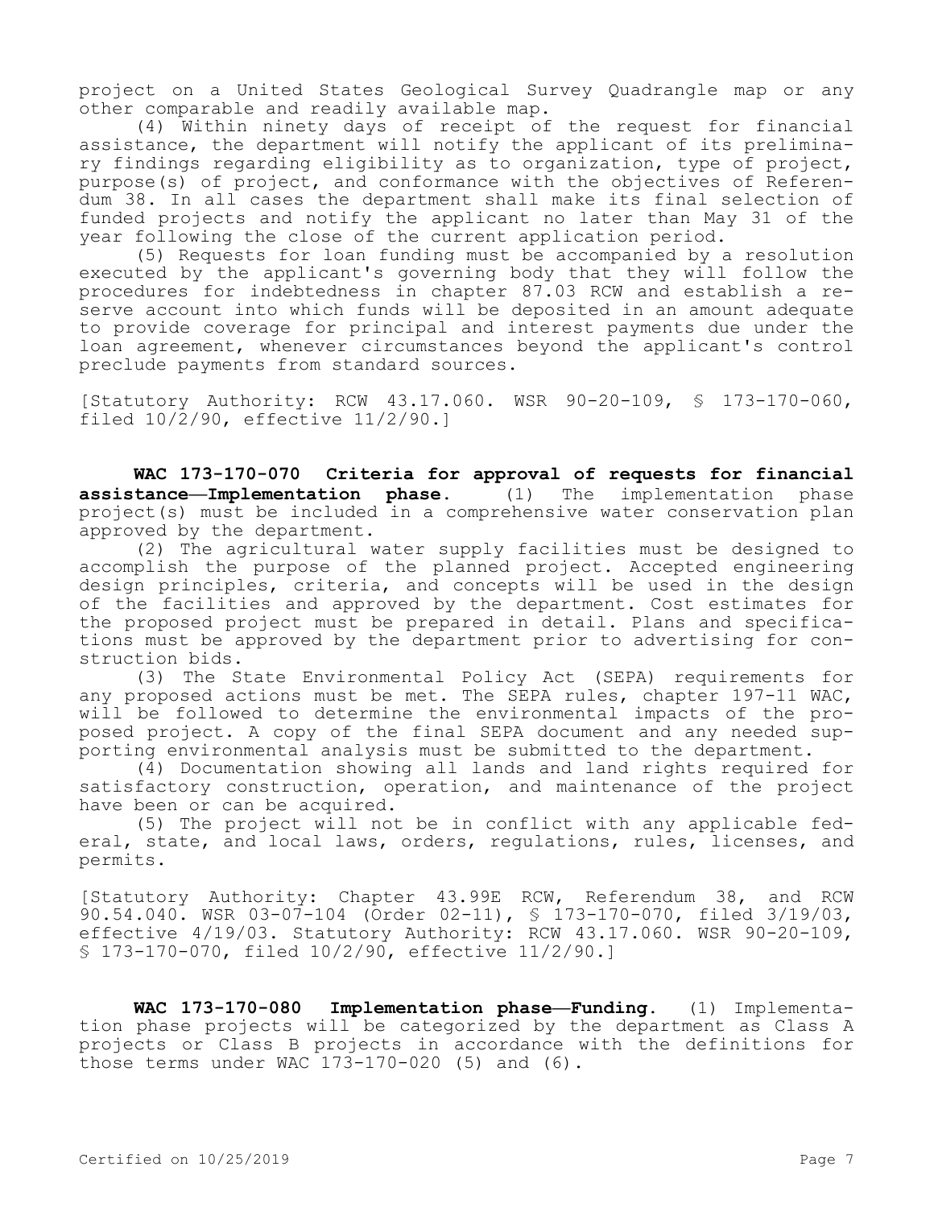project on a United States Geological Survey Quadrangle map or any other comparable and readily available map.

(4) Within ninety days of receipt of the request for financial assistance, the department will notify the applicant of its preliminary findings regarding eligibility as to organization, type of project, purpose(s) of project, and conformance with the objectives of Referendum 38. In all cases the department shall make its final selection of funded projects and notify the applicant no later than May 31 of the year following the close of the current application period.

(5) Requests for loan funding must be accompanied by a resolution executed by the applicant's governing body that they will follow the procedures for indebtedness in chapter 87.03 RCW and establish a reserve account into which funds will be deposited in an amount adequate to provide coverage for principal and interest payments due under the loan agreement, whenever circumstances beyond the applicant's control preclude payments from standard sources.

[Statutory Authority: RCW 43.17.060. WSR 90-20-109, § 173-170-060, filed 10/2/90, effective 11/2/90.]

**WAC 173-170-070 Criteria for approval of requests for financial assistance—Implementation phase.** (1) The implementation phase project(s) must be included in a comprehensive water conservation plan approved by the department.

(2) The agricultural water supply facilities must be designed to accomplish the purpose of the planned project. Accepted engineering design principles, criteria, and concepts will be used in the design of the facilities and approved by the department. Cost estimates for the proposed project must be prepared in detail. Plans and specifications must be approved by the department prior to advertising for construction bids.

(3) The State Environmental Policy Act (SEPA) requirements for any proposed actions must be met. The SEPA rules, chapter 197-11 WAC, will be followed to determine the environmental impacts of the proposed project. A copy of the final SEPA document and any needed supporting environmental analysis must be submitted to the department.

(4) Documentation showing all lands and land rights required for satisfactory construction, operation, and maintenance of the project have been or can be acquired.

(5) The project will not be in conflict with any applicable federal, state, and local laws, orders, regulations, rules, licenses, and permits.

[Statutory Authority: Chapter 43.99E RCW, Referendum 38, and RCW 90.54.040. WSR 03-07-104 (Order 02-11), § 173-170-070, filed 3/19/03, effective 4/19/03. Statutory Authority: RCW 43.17.060. WSR 90-20-109, § 173-170-070, filed 10/2/90, effective 11/2/90.]

**WAC 173-170-080 Implementation phase—Funding.** (1) Implementation phase projects will be categorized by the department as Class A projects or Class B projects in accordance with the definitions for those terms under WAC 173-170-020 (5) and (6).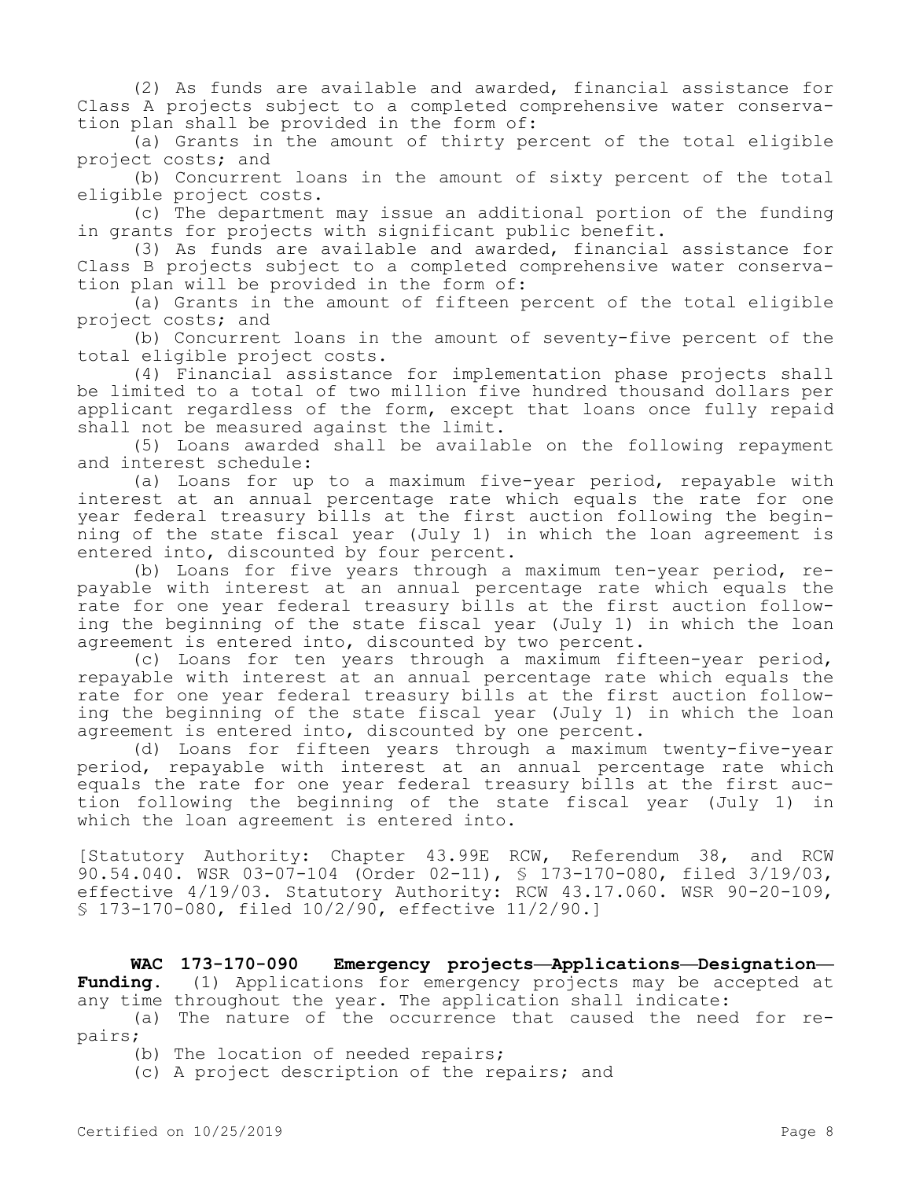(2) As funds are available and awarded, financial assistance for Class A projects subject to a completed comprehensive water conservation plan shall be provided in the form of:

(a) Grants in the amount of thirty percent of the total eligible project costs; and

(b) Concurrent loans in the amount of sixty percent of the total eligible project costs.

(c) The department may issue an additional portion of the funding in grants for projects with significant public benefit.

(3) As funds are available and awarded, financial assistance for Class B projects subject to a completed comprehensive water conservation plan will be provided in the form of:

(a) Grants in the amount of fifteen percent of the total eligible project costs; and

(b) Concurrent loans in the amount of seventy-five percent of the total eligible project costs.

(4) Financial assistance for implementation phase projects shall be limited to a total of two million five hundred thousand dollars per applicant regardless of the form, except that loans once fully repaid shall not be measured against the limit.

(5) Loans awarded shall be available on the following repayment and interest schedule:

(a) Loans for up to a maximum five-year period, repayable with interest at an annual percentage rate which equals the rate for one year federal treasury bills at the first auction following the beginning of the state fiscal year (July 1) in which the loan agreement is entered into, discounted by four percent.

(b) Loans for five years through a maximum ten-year period, repayable with interest at an annual percentage rate which equals the rate for one year federal treasury bills at the first auction following the beginning of the state fiscal year (July 1) in which the loan agreement is entered into, discounted by two percent.

(c) Loans for ten years through a maximum fifteen-year period, repayable with interest at an annual percentage rate which equals the rate for one year federal treasury bills at the first auction following the beginning of the state fiscal year (July 1) in which the loan agreement is entered into, discounted by one percent.

(d) Loans for fifteen years through a maximum twenty-five-year period, repayable with interest at an annual percentage rate which equals the rate for one year federal treasury bills at the first auction following the beginning of the state fiscal year (July 1) in which the loan agreement is entered into.

[Statutory Authority: Chapter 43.99E RCW, Referendum 38, and RCW 90.54.040. WSR 03-07-104 (Order 02-11), § 173-170-080, filed 3/19/03, effective 4/19/03. Statutory Authority: RCW 43.17.060. WSR 90-20-109, § 173-170-080, filed 10/2/90, effective 11/2/90.]

**WAC 173-170-090 Emergency projects—Applications—Designation—Funding.** (1) Applications for emergency projects may be accepted at any time throughout the year. The application shall indicate:

(a) The nature of the occurrence that caused the need for repairs;

(b) The location of needed repairs;

(c) A project description of the repairs; and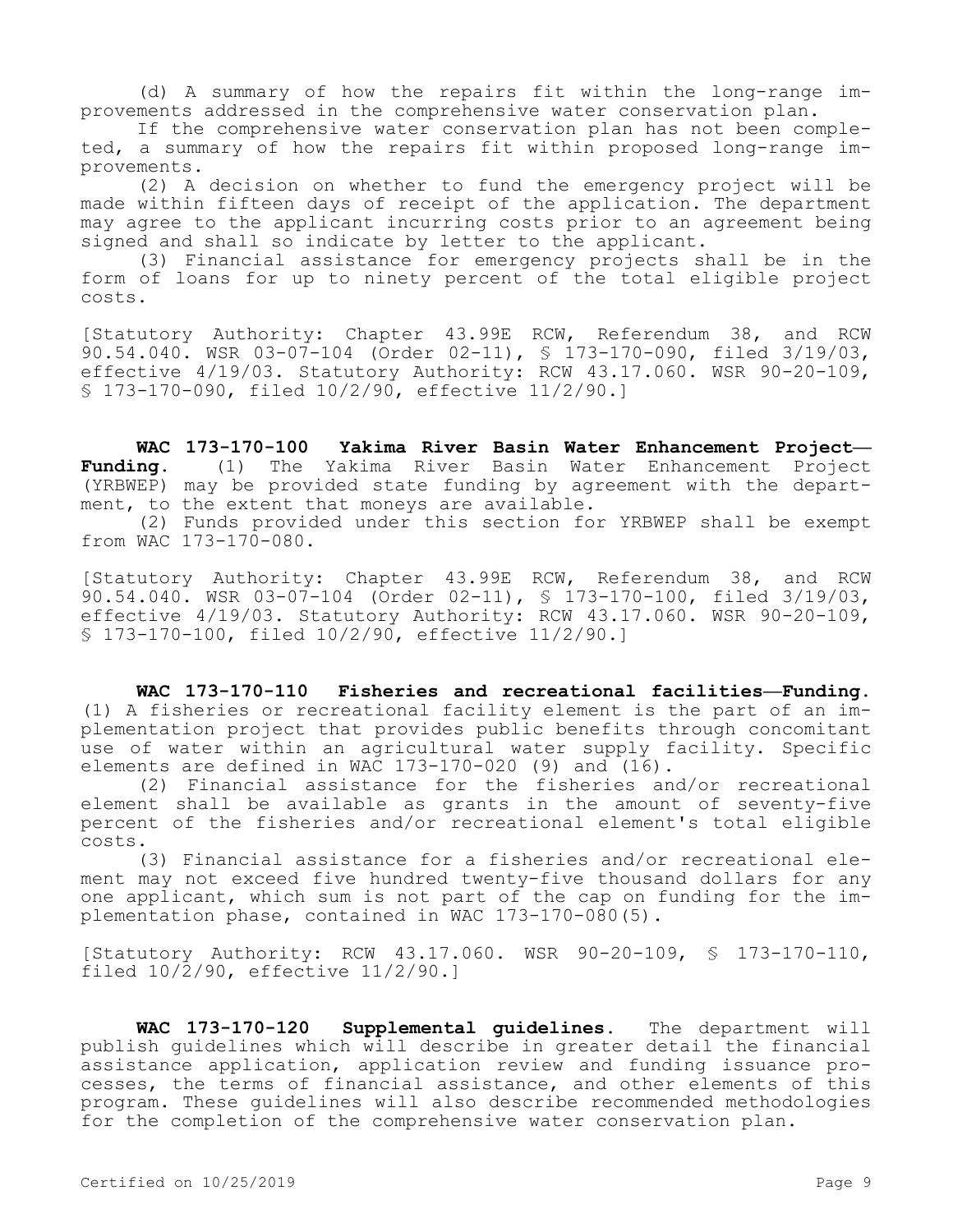(d) A summary of how the repairs fit within the long-range improvements addressed in the comprehensive water conservation plan.

If the comprehensive water conservation plan has not been completed, a summary of how the repairs fit within proposed long-range improvements.

(2) A decision on whether to fund the emergency project will be made within fifteen days of receipt of the application. The department may agree to the applicant incurring costs prior to an agreement being signed and shall so indicate by letter to the applicant.

(3) Financial assistance for emergency projects shall be in the form of loans for up to ninety percent of the total eligible project costs.

[Statutory Authority: Chapter 43.99E RCW, Referendum 38, and RCW 90.54.040. WSR 03-07-104 (Order 02-11), § 173-170-090, filed 3/19/03, effective 4/19/03. Statutory Authority: RCW 43.17.060. WSR 90-20-109, § 173-170-090, filed 10/2/90, effective 11/2/90.]

**WAC 173-170-100 Yakima River Basin Water Enhancement Project—Funding.** (1) The Yakima River Basin Water Enhancement Project (YRBWEP) may be provided state funding by agreement with the department, to the extent that moneys are available.

(2) Funds provided under this section for YRBWEP shall be exempt from WAC 173-170-080.

[Statutory Authority: Chapter 43.99E RCW, Referendum 38, and RCW 90.54.040. WSR 03-07-104 (Order 02-11), § 173-170-100, filed 3/19/03, effective 4/19/03. Statutory Authority: RCW 43.17.060. WSR 90-20-109, § 173-170-100, filed 10/2/90, effective 11/2/90.]

**WAC 173-170-110 Fisheries and recreational facilities—Funding.** (1) A fisheries or recreational facility element is the part of an implementation project that provides public benefits through concomitant use of water within an agricultural water supply facility. Specific elements are defined in WAC 173-170-020 (9) and (16).

(2) Financial assistance for the fisheries and/or recreational element shall be available as grants in the amount of seventy-five percent of the fisheries and/or recreational element's total eligible costs.

(3) Financial assistance for a fisheries and/or recreational element may not exceed five hundred twenty-five thousand dollars for any one applicant, which sum is not part of the cap on funding for the implementation phase, contained in WAC 173-170-080(5).

[Statutory Authority: RCW 43.17.060. WSR 90-20-109, § 173-170-110, filed 10/2/90, effective 11/2/90.]

**WAC 173-170-120 Supplemental guidelines.** The department will publish guidelines which will describe in greater detail the financial assistance application, application review and funding issuance processes, the terms of financial assistance, and other elements of this program. These guidelines will also describe recommended methodologies for the completion of the comprehensive water conservation plan.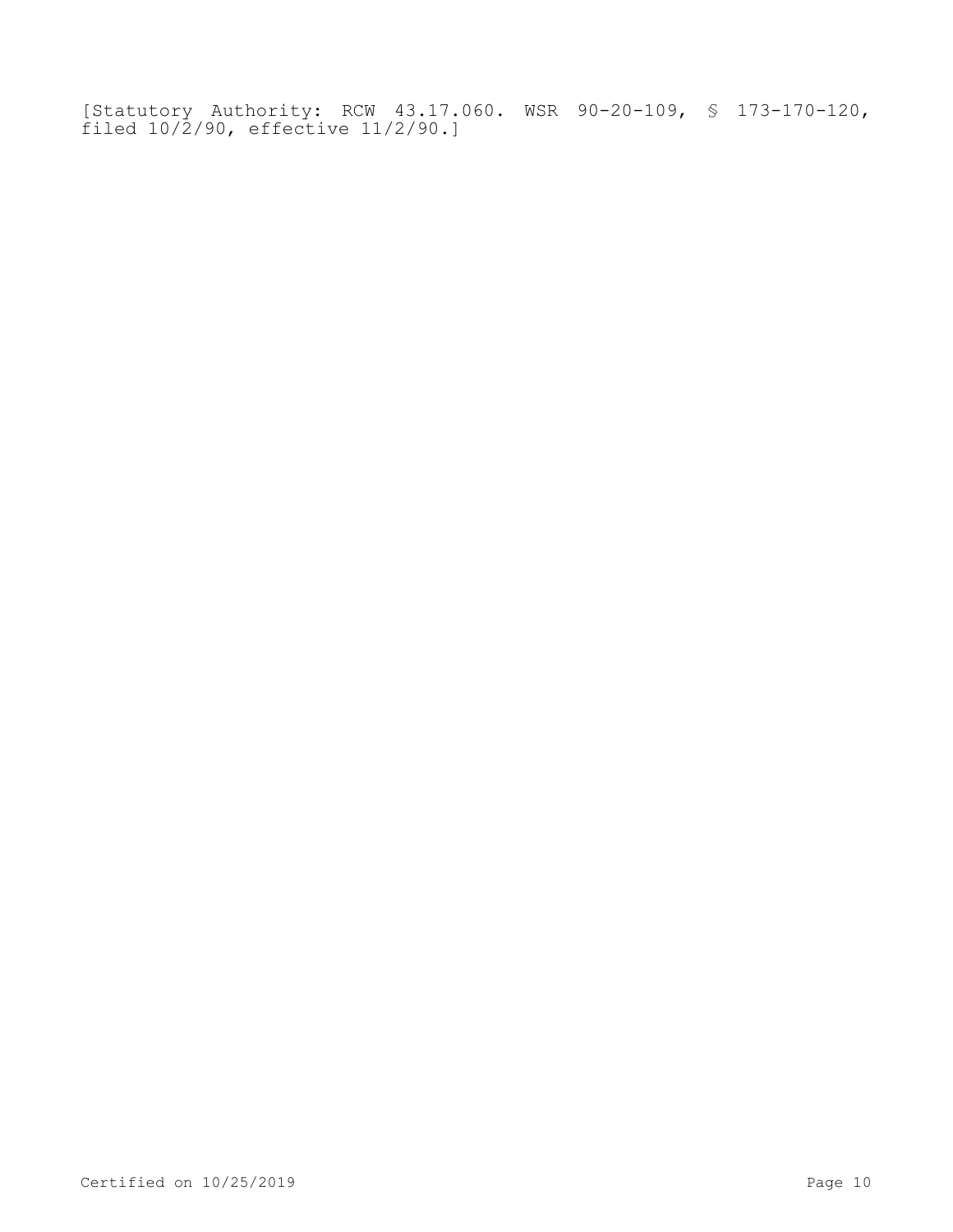[Statutory Authority: RCW 43.17.060. WSR 90-20-109, § 173-170-120, filed 10/2/90, effective 11/2/90.]